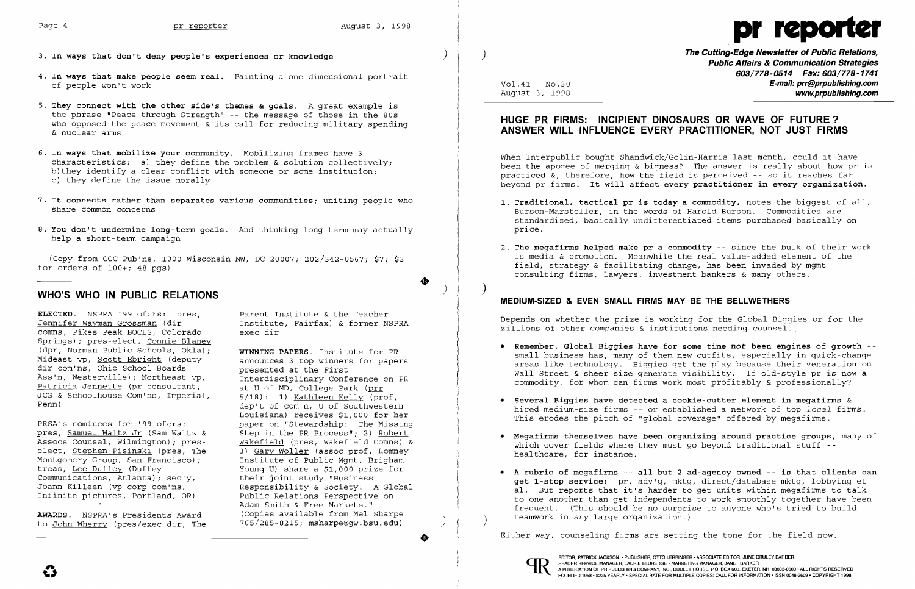3. **In ways that don't deny people's experiences or knowledge**

4. **In ways that make people seem real.** Painting a one-dimensional portrait of people won't work

5. **They connect with the other side's themes & goals.** A great example is the phrase "Peace through Strength" -- the message of those in the 80s who opposed the peace movement & its call for reducing military spending & nuclear arms

6. **In ways that mobilize your community.** Mobilizing frames have 3 characteristics: a) they define the problem & solution collectively; b) they identify a clear conflict with someone or some institution; c) they define the issue morally

7. **It connects rather than separates various communities**; uniting people who share common concerns

8. **You don't undermine long-term goals.** And thinking long-term may actually help a short-term campaign

(Copy from CCC Pub'ns, 1000 Wisconsin NW, DC 20007; 202/342-0567; $7; $3 for orders of 100+; 48 pgs)

## WHO'S WHO IN PUBLIC RELATIONS

**ELECTED.** NSPRA '99 ofcrs: pres, Jennifer Wayman Grossman (dir comns, Pikes Peak BOCES, Colorado Springs); pres-elect, Connie Blaney (dpr, Norman Public Schools, Okla); Mideast vp, Scott Ebright (deputy dir com'ns, Ohio School Boards Ass'n, Westerville); Northeast vp, Patricia Jennette (pr consultant, JCG & Schoolhouse Com'ns, Imperial, Penn)

PRSA's nominees for '99 ofcrs: pres, Samuel Waltz Jr (Sam Waltz & Assocs Counsel, Wilmington); pres-elect, Stephen Pisinski (pres, The Montgomery Group, San Francisco); treas, Lee Duffey (Duffey Communications, Atlanta); sec'y, Joann Killeen (vp-corp com'ns, Infinite pictures, Portland, OR)

**AWARDS.** NSPRA's Presidents Award to John Wherry (pres/exec dir, The Parent Institute & the Teacher Institute, Fairfax) & former NSPRA exec dir

**WINNING PAPERS.** Institute for PR announces 3 top winners for papers presented at the First Interdisciplinary Conference on PR at U of MD, College Park (prr 5/18): 1) Kathleen Kelly (prof, dep't of com'n, U of Southwestern Louisiana) receives $1,000 for her paper on "Stewardship: The Missing Step in the PR Process"; 2) Robert Wakefield (pres, Wakefield Comns) & 3) Gary Woller (assoc prof, Romney Institute of Public Mgmt, Brigham Young U) share a $1,000 prize for their joint study "Business Responsibility & Society: A Global Public Relations Perspective on Adam Smith & Free Markets." (Copies available from Mel Sharpe 765/285-8215; msharpe@gw.bsu.edu)

# pr reporter

**The Cutting-Edge Newsletter of Public Relations, Public Affairs & Communication Strategies**
**603/778-0514 Fax: 603/778-1741**
**E-mail: prr@prpublishing.com**
**www.prpublishing.com**

Vol.41 No.30
August 3, 1998

## HUGE PR FIRMS: INCIPIENT DINOSAURS OR WAVE OF FUTURE? ANSWER WILL INFLUENCE EVERY PRACTITIONER, NOT JUST FIRMS

When Interpublic bought Shandwick/Golin-Harris last month, could it have been the apogee of merging & bigness? The answer is really about how pr is practiced &, therefore, how the field is perceived -- so it reaches far beyond pr firms. **It will affect every practitioner in every organization.**

1. **Traditional, tactical pr is today a commodity,** notes the biggest of all, Burson-Marsteller, in the words of Harold Burson. Commodities are standardized, basically undifferentiated items purchased basically on price.

2. **The megafirms helped make pr a commodity** -- since the bulk of their work is media & promotion. Meanwhile the real value-added element of the field, strategy & facilitating change, has been invaded by mgmt consulting firms, lawyers, investment bankers & many others.

### MEDIUM-SIZED & EVEN SMALL FIRMS MAY BE THE BELLWETHERS

Depends on whether the prize is working for the Global Biggies or for the zillions of other companies & institutions needing counsel.

- **Remember, Global Biggies have for some time *not* been engines of growth** -- small business has, many of them new outfits, especially in quick-change areas like technology. Biggies get the play because their veneration on Wall Street & sheer size generate visibility. If old-style pr is now a commodity, for whom can firms work most profitably & professionally?

- **Several Biggies have detected a cookie-cutter element in megafirms** & hired medium-size firms -- or established a network of top *local* firms. This erodes the pitch of "global coverage" offered by megafirms.

- **Megafirms themselves have been organizing around practice groups,** many of which cover fields where they must go beyond traditional stuff -- healthcare, for instance.

- **A rubric of megafirms -- all but 2 ad-agency owned -- is that clients can get 1-stop service:** pr, adv'g, mktg, direct/database mktg, lobbying et al. But reports that it's harder to get units within megafirms to talk to one another than get independents to work smoothly together have been frequent. (This should be no surprise to anyone who's tried to build teamwork in *any* large organization.)

Either way, counseling firms are setting the tone for the field now.

EDITOR, PATRICK JACKSON • PUBLISHER, OTTO LERBINGER • ASSOCIATE EDITOR, JUNE DRULEY BARBER
READER SERVICE MANAGER, LAURIE ELDREDGE • MARKETING MANAGER, JANET BARKER
A PUBLICATION OF PR PUBLISHING COMPANY, INC., DUDLEY HOUSE, P.O. BOX 600, EXETER, NH 03833-0600 • ALL RIGHTS RESERVED
FOUNDED 1958 • $225 YEARLY • SPECIAL RATE FOR MULTIPLE COPIES: CALL FOR INFORMATION • ISSN 0048-2609 • COPYRIGHT 1998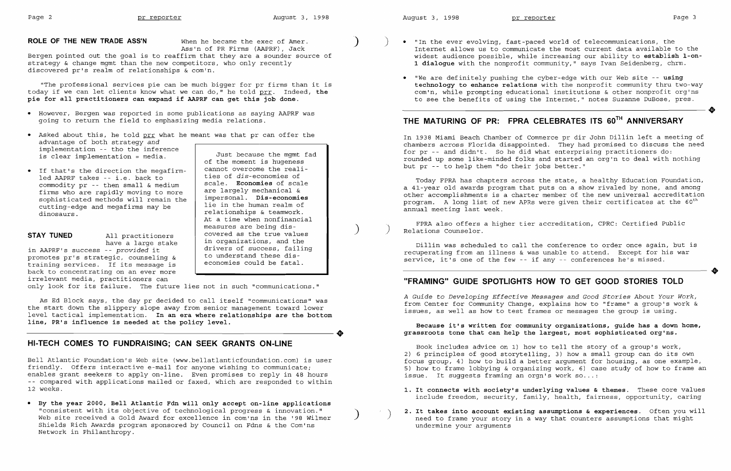## ROLE OF THE NEW TRADE ASS'N

When he became the exec of Amer. Ass'n of PR Firms (AAPRF), Jack Bergen pointed out the goal is to reaffirm that they are a sounder source of strategy & change mgmt than the new competitors, who only recently discovered pr's realm of relationships & com'n.

"The professional services pie can be much bigger for pr firms than it is today if we can let clients know what we can do," he told prr. Indeed, **the pie for all practitioners can expand if AAPRF can get this job done.**

- However, Bergen was reported in some publications as saying AAPRF was going to return the field to emphasizing media relations.
- Asked about this, he told prr what he meant was that pr can offer the advantage of both strategy *and* implementation -- tho the inference is clear implementation = media.
- If that's the direction the megafirm-led AAPRF takes -- i.e. back to commodity pr -- then small & medium firms who are rapidly moving to more sophisticated methods will remain the cutting-edge and megafirms may be dinosaurs.

> Just because the mgmt fad of the moment is hugeness cannot overcome the realities of *dis*-economies of scale. **Economies** of scale are largely mechanical & impersonal. **Dis-economies** lie in the human realm of relationships & teamwork. At a time when nonfinancial measures are being discovered as the true values in organizations, and the drivers of success, failing to understand these dis-economies could be fatal.

**STAY TUNED** All practitioners have a large stake in AAPRF's success -- *provided* it promotes pr's strategic, counseling & training services. If its message is back to concentrating on an ever more irrelevant media, practitioners can only look for its failure. The future lies not in such "communications."

As Ed Block says, the day pr decided to call itself "communications" was the start down the slippery slope away from senior management toward lower level tactical implementation. **In an era where relationships are the bottom line, PR's influence is needed at the policy level.**

## HI-TECH COMES TO FUNDRAISING; CAN SEEK GRANTS ON-LINE

Bell Atlantic Foundation's Web site (www.bellatlanticfoundation.com) is user friendly. Offers interactive e-mail for anyone wishing to communicate; enables grant seekers to apply on-line. Even promises to reply in 48 hours -- compared with applications mailed or faxed, which are responded to within 12 weeks.

- **By the year 2000, Bell Atlantic Fdn will only accept on-line applications** "consistent with its objective of technological progress & innovation." Web site received a Gold Award for excellence in com'ns in the '98 Wilmer Shields Rich Awards program sponsored by Council on Fdns & the Com'ns Network in Philanthropy.
- "In the ever evolving, fast-paced world of telecommunications, the Internet allows us to communicate the most current data available to the widest audience possible, while increasing our ability to **establish 1-on-1 dialogue** with the nonprofit community," says Ivan Seidenberg, chrm.
- "We are definitely pushing the cyber-edge with our Web site -- **using technology to enhance relations** with the nonprofit community thru two-way com'n, while prompting educational institutions & other nonprofit org'ns to see the benefits of using the Internet," notes Suzanne DuBose, pres.

## THE MATURING OF PR: FPRA CELEBRATES ITS 60TH ANNIVERSARY

In 1938 Miami Beach Chamber of Commerce pr dir John Dillin left a meeting of chambers across Florida disappointed. They had promised to discuss the need for pr -- and didn't. So he did what enterprising practitioners do: rounded up some like-minded folks and started an org'n to deal with nothing but pr -- to help them "do their jobs better."

Today FPRA has chapters across the state, a healthy Education Foundation, a 41-year old awards program that puts on a show rivaled by none, and among other accomplishments is a charter member of the new universal accreditation program. A long list of new APRs were given their certificates at the 60th annual meeting last week.

FPRA also offers a higher tier accreditation, CPRC: Certified Public Relations Counselor.

Dillin was scheduled to call the conference to order once again, but is recuperating from an illness & was unable to attend. Except for his war service, it's one of the few -- if any -- conferences he's missed.

## "FRAMING" GUIDE SPOTLIGHTS HOW TO GET GOOD STORIES TOLD

*A Guide to Developing Effective Messages and Good Stories About Your Work*, from Center for Community Change, explains how to "frame" a group's work & issues, as well as how to test frames or messages the group is using.

**Because it's written for community organizations, guide has a down home, grassroots tone that can help the largest, most sophisticated org'ns.**

Book includes advice on 1) how to tell the story of a group's work, 2) 6 principles of good storytelling, 3) how a small group can do its own focus group, 4) how to build a better argument for housing, as one example, 5) how to frame lobbying & organizing work, 6) case study of how to frame an issue. It suggests framing an orgn's work so...:

1. **It connects with society's underlying values & themes.** These core values include freedom, security, family, health, fairness, opportunity, caring
2. **It takes into account existing assumptions & experiences.** Often you will need to frame your story in a way that counters assumptions that might undermine your arguments